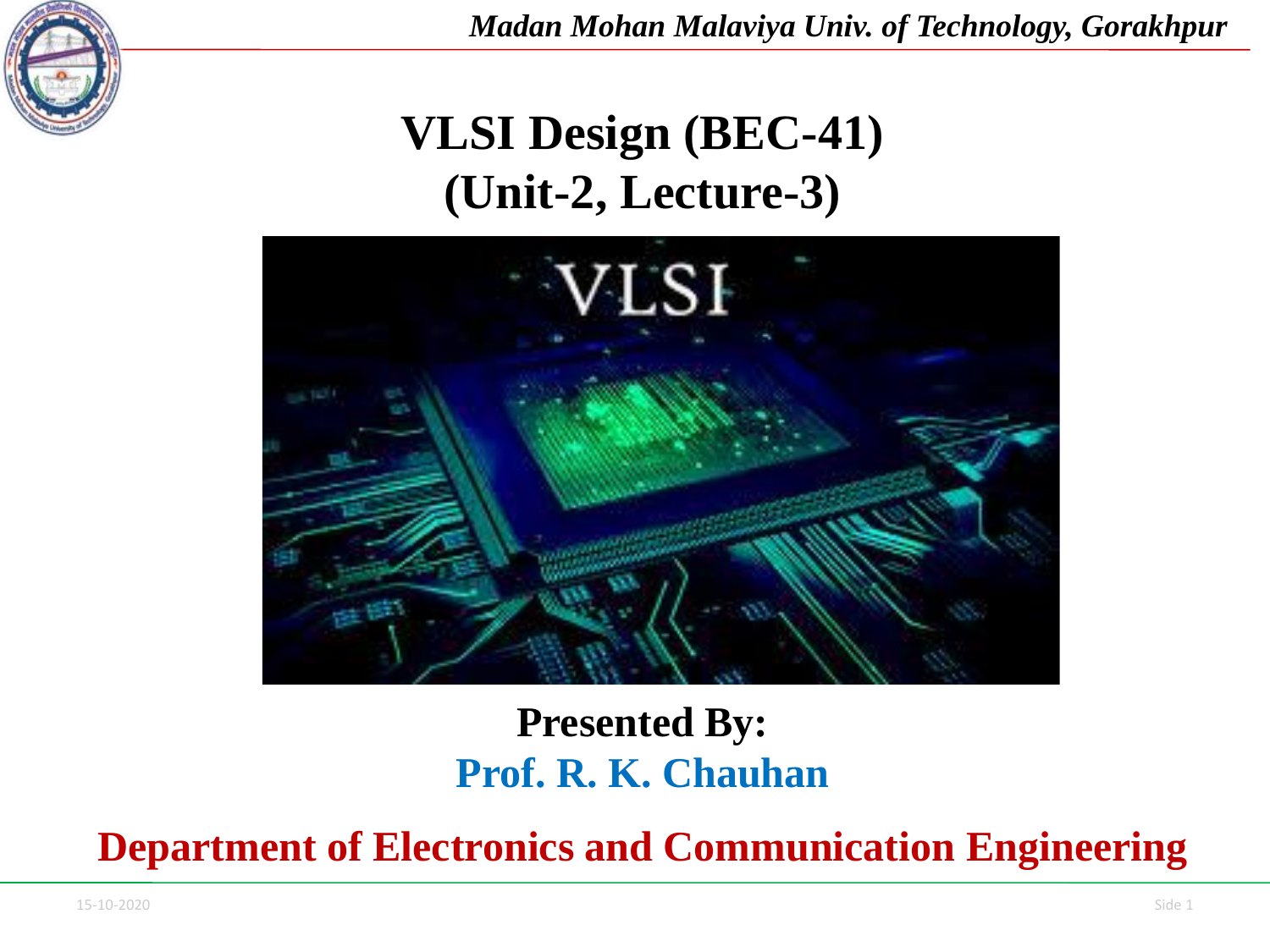# VLSI Design (BEC-41)
# (Unit-2, Lecture-3)

**Presented By:**

**Prof. R. K. Chauhan**

**Department of Electronics and Communication Engineering**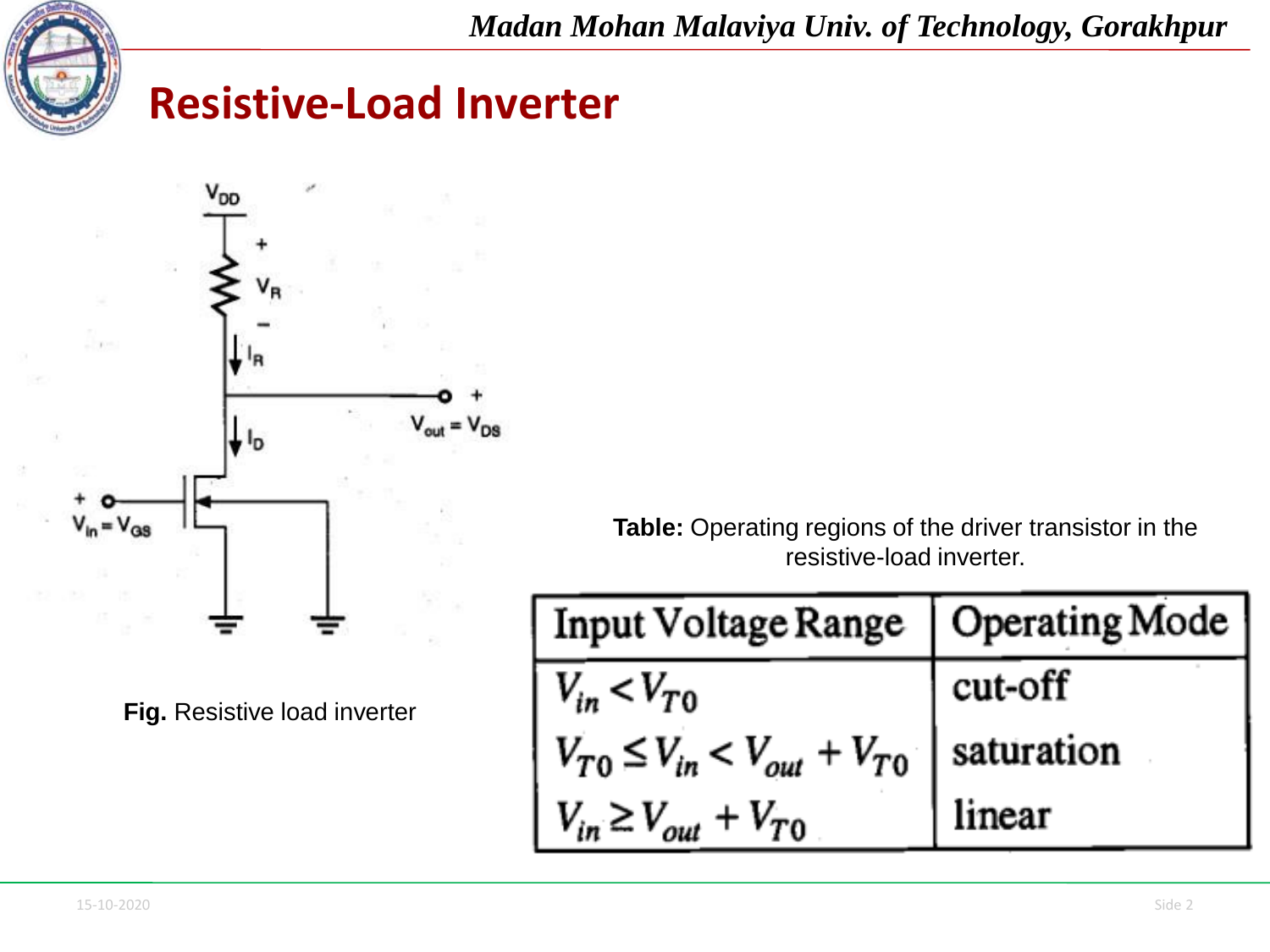# Resistive-Load Inverter

**Fig.** Resistive load inverter

**Table:** Operating regions of the driver transistor in the resistive-load inverter.

| Input Voltage Range | Operating Mode |
| --- | --- |
| $V_{in} < V_{T0}$ | cut-off |
| $V_{T0} \leq V_{in} < V_{out} + V_{T0}$ | saturation |
| $V_{in} \geq V_{out} + V_{T0}$ | linear |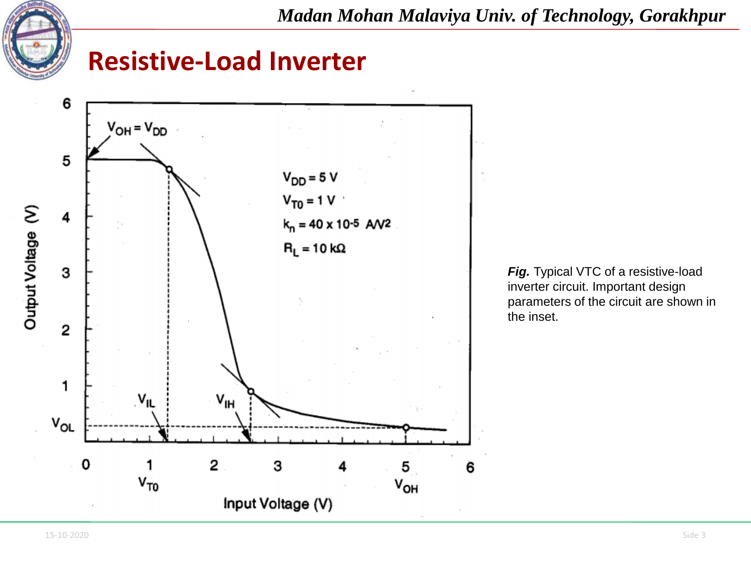# Resistive-Load Inverter

***Fig.*** Typical VTC of a resistive-load inverter circuit. Important design parameters of the circuit are shown in the inset.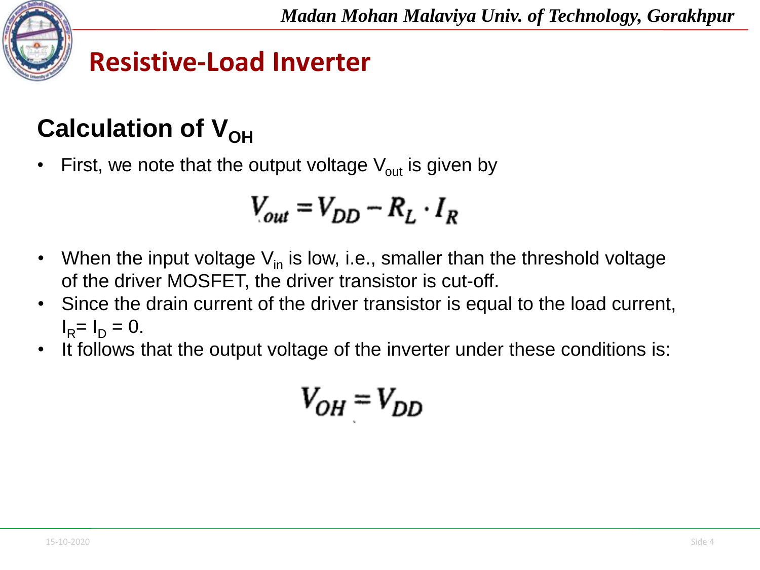# Resistive-Load Inverter

## Calculation of $V_{OH}$

- First, we note that the output voltage $V_{out}$ is given by

$$V_{out} = V_{DD} - R_L \cdot I_R$$

- When the input voltage $V_{in}$ is low, i.e., smaller than the threshold voltage of the driver MOSFET, the driver transistor is cut-off.
- Since the drain current of the driver transistor is equal to the load current, $I_R = I_D = 0$.
- It follows that the output voltage of the inverter under these conditions is:

$$V_{OH} = V_{DD}$$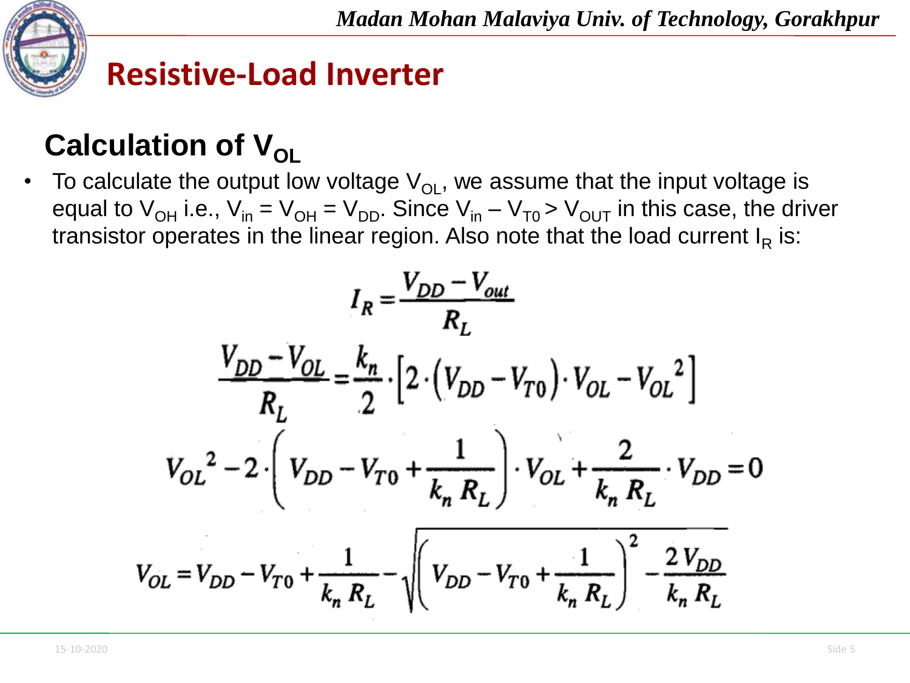# Resistive-Load Inverter

## Calculation of $V_{OL}$

- To calculate the output low voltage $V_{OL}$, we assume that the input voltage is equal to $V_{OH}$ i.e., $V_{in} = V_{OH} = V_{DD}$. Since $V_{in} - V_{T0} > V_{OUT}$ in this case, the driver transistor operates in the linear region. Also note that the load current $I_R$ is:

$$I_R = \frac{V_{DD} - V_{out}}{R_L}$$

$$\frac{V_{DD} - V_{OL}}{R_L} = \frac{k_n}{2} \cdot \left[ 2 \cdot (V_{DD} - V_{T0}) \cdot V_{OL} - V_{OL}^2 \right]$$

$$V_{OL}^2 - 2 \cdot \left( V_{DD} - V_{T0} + \frac{1}{k_n R_L} \right) \cdot V_{OL} + \frac{2}{k_n R_L} \cdot V_{DD} = 0$$

$$V_{OL} = V_{DD} - V_{T0} + \frac{1}{k_n R_L} - \sqrt{\left( V_{DD} - V_{T0} + \frac{1}{k_n R_L} \right)^2 - \frac{2 V_{DD}}{k_n R_L}}$$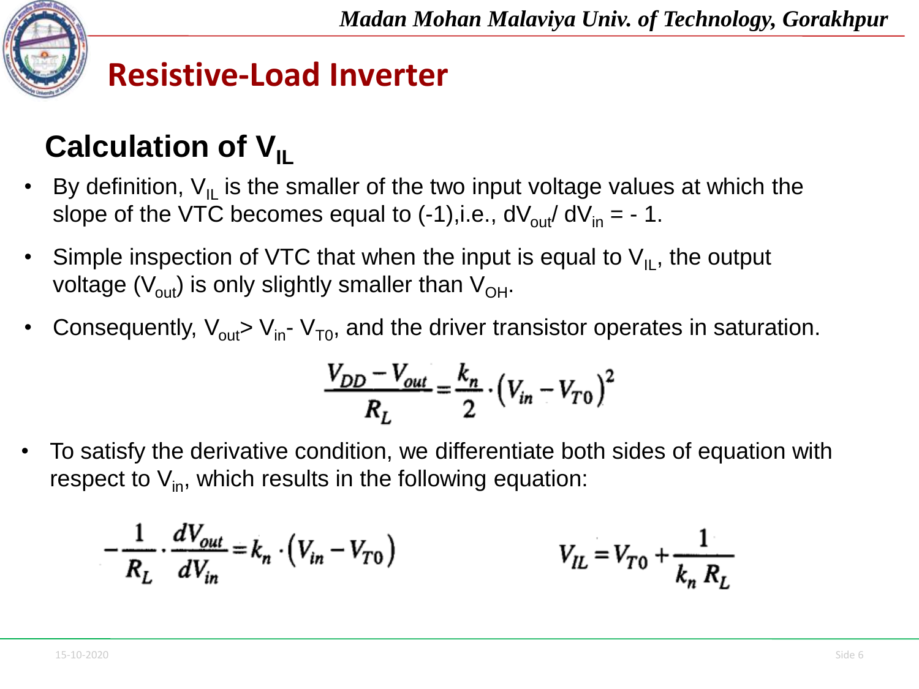# Resistive-Load Inverter

## Calculation of $V_{IL}$

- By definition, $V_{IL}$ is the smaller of the two input voltage values at which the slope of the VTC becomes equal to (-1),i.e., $dV_{out}/ dV_{in} = -1$.
- Simple inspection of VTC that when the input is equal to $V_{IL}$, the output voltage ($V_{out}$) is only slightly smaller than $V_{OH}$.
- Consequently, $V_{out} > V_{in} - V_{T0}$, and the driver transistor operates in saturation.

$$\frac{V_{DD} - V_{out}}{R_L} = \frac{k_n}{2} \cdot \left(V_{in} - V_{T0}\right)^2$$

- To satisfy the derivative condition, we differentiate both sides of equation with respect to $V_{in}$, which results in the following equation:

$$-\frac{1}{R_L} \cdot \frac{dV_{out}}{dV_{in}} = k_n \cdot \left(V_{in} - V_{T0}\right)$$

$$V_{IL} = V_{T0} + \frac{1}{k_n R_L}$$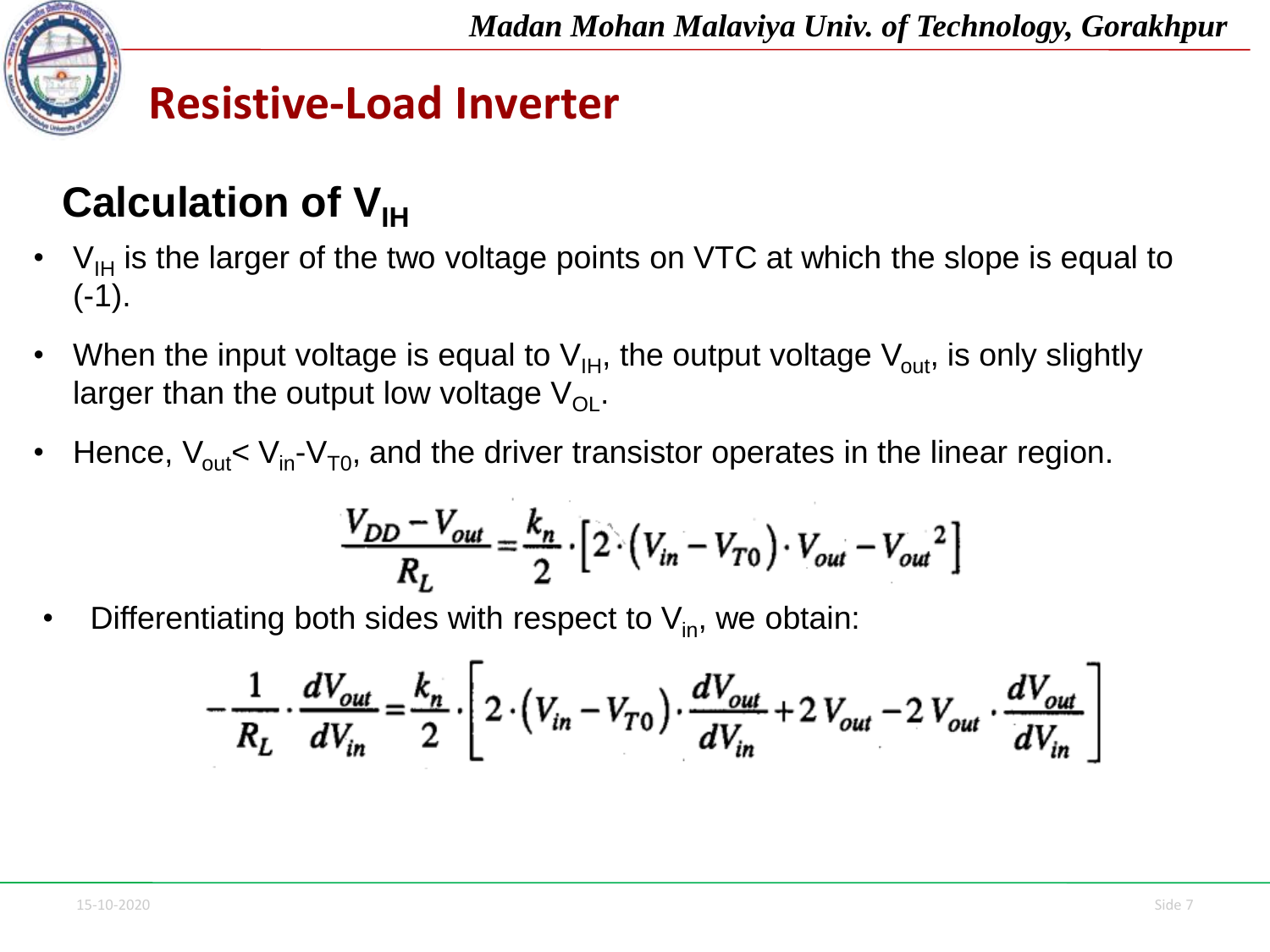# Resistive-Load Inverter

## Calculation of $V_{IH}$

- $V_{IH}$ is the larger of the two voltage points on VTC at which the slope is equal to (-1).
- When the input voltage is equal to $V_{IH}$, the output voltage $V_{out}$, is only slightly larger than the output low voltage $V_{OL}$.
- Hence, $V_{out} < V_{in} - V_{T0}$, and the driver transistor operates in the linear region.

$$\frac{V_{DD} - V_{out}}{R_L} = \frac{k_n}{2} \cdot \left[ 2 \cdot \left( V_{in} - V_{T0} \right) \cdot V_{out} - V_{out}^{\,2} \right]$$

- Differentiating both sides with respect to $V_{in}$, we obtain:

$$-\frac{1}{R_L} \cdot \frac{dV_{out}}{dV_{in}} = \frac{k_n}{2} \cdot \left[ 2 \cdot \left( V_{in} - V_{T0} \right) \cdot \frac{dV_{out}}{dV_{in}} + 2\,V_{out} - 2\,V_{out} \cdot \frac{dV_{out}}{dV_{in}} \right]$$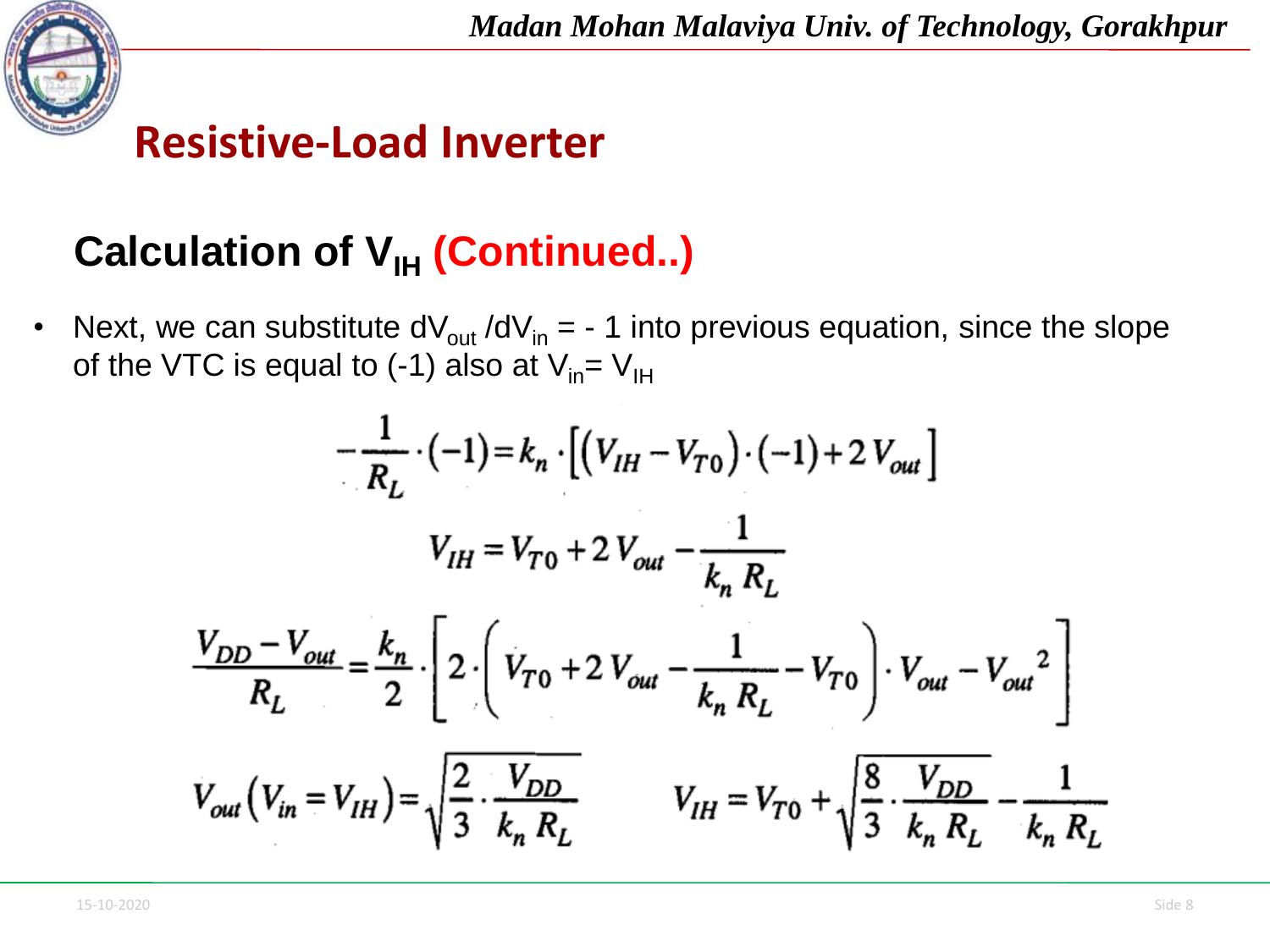# Resistive-Load Inverter

## Calculation of $V_{IH}$ (Continued..)

- Next, we can substitute $dV_{out}/dV_{in} = -1$ into previous equation, since the slope of the VTC is equal to (-1) also at $V_{in} = V_{IH}$

$$-\frac{1}{R_L}\cdot(-1) = k_n \cdot \left[ \left( V_{IH} - V_{T0} \right)\cdot(-1) + 2\,V_{out} \right]$$

$$V_{IH} = V_{T0} + 2\,V_{out} - \frac{1}{k_n\,R_L}$$

$$\frac{V_{DD} - V_{out}}{R_L} = \frac{k_n}{2}\cdot\left[ 2\cdot\left( V_{T0} + 2\,V_{out} - \frac{1}{k_n\,R_L} - V_{T0} \right)\cdot V_{out} - V_{out}^{\;2} \right]$$

$$V_{out}\left(V_{in} = V_{IH}\right) = \sqrt{\frac{2}{3}\cdot\frac{V_{DD}}{k_n\,R_L}} \qquad V_{IH} = V_{T0} + \sqrt{\frac{8}{3}\cdot\frac{V_{DD}}{k_n\,R_L}} - \frac{1}{k_n\,R_L}$$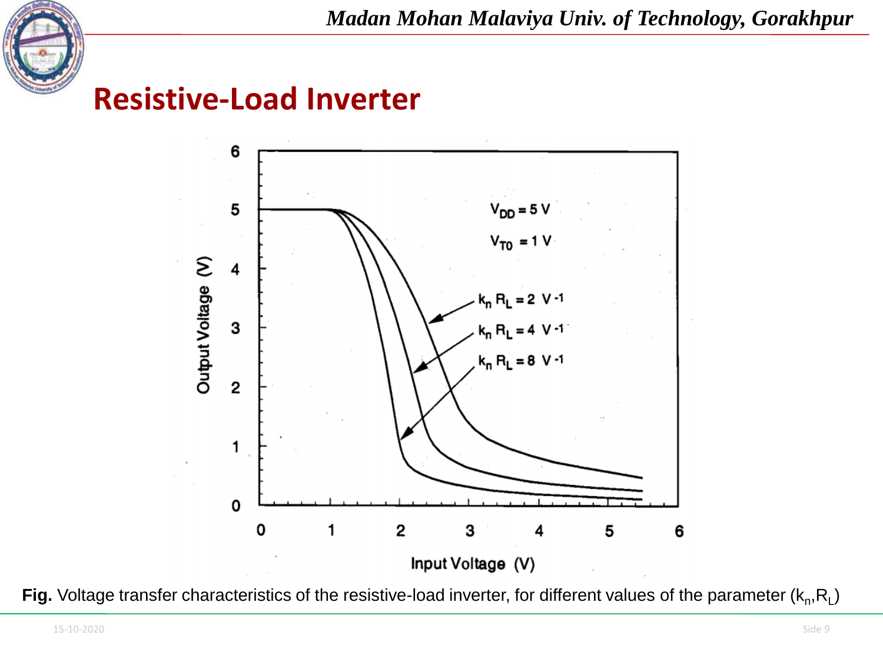# Resistive-Load Inverter

$V_{DD} = 5$ V

$V_{T0} = 1$ V

$k_n R_L = 2$ $V^{-1}$

$k_n R_L = 4$ $V^{-1}$

$k_n R_L = 8$ $V^{-1}$

Output Voltage (V)

0 1 2 3 4 5 6

Input Voltage (V)

0 1 2 3 4 5 6

**Fig.** Voltage transfer characteristics of the resistive-load inverter, for different values of the parameter ($k_n$,$R_L$)